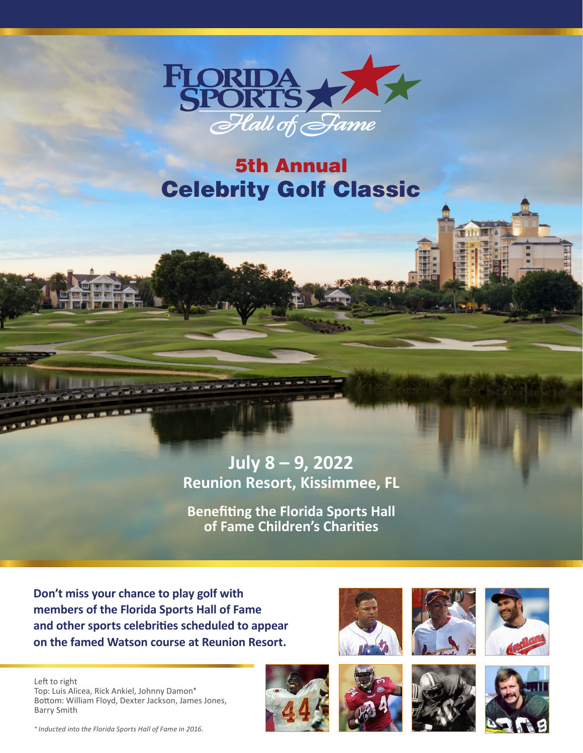# Florida Sports Hall of Fame

## 5th Annual
## Celebrity Golf Classic

**July 8 – 9, 2022**
**Reunion Resort, Kissimmee, FL**

**Benefiting the Florida Sports Hall of Fame Children's Charities**

**Don't miss your chance to play golf with members of the Florida Sports Hall of Fame and other sports celebrities scheduled to appear on the famed Watson course at Reunion Resort.**

Left to right
Top: Luis Alicea, Rick Ankiel, Johnny Damon*
Bottom: William Floyd, Dexter Jackson, James Jones, Barry Smith

*\* Inducted into the Florida Sports Hall of Fame in 2016.*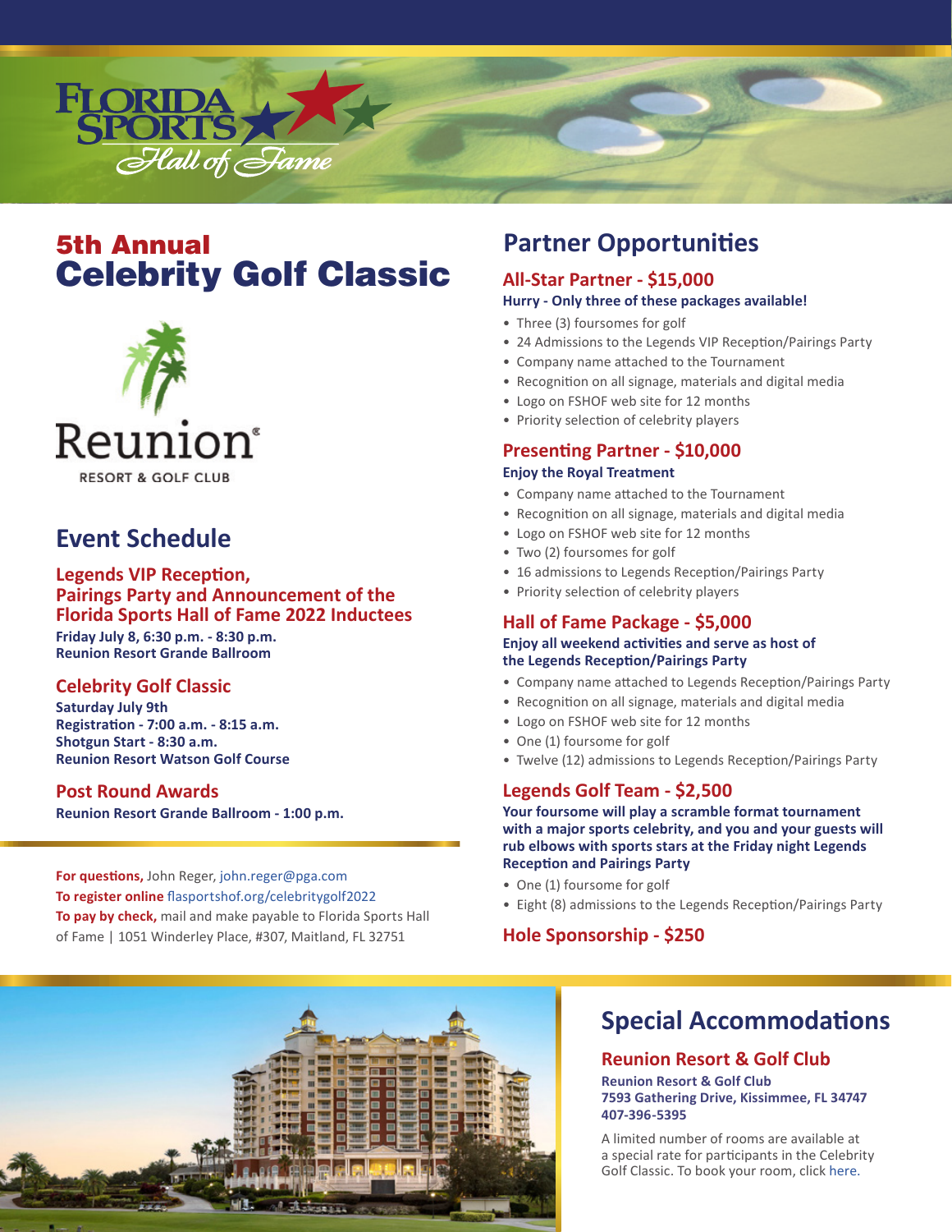# 5th Annual Celebrity Golf Classic

Reunion RESORT & GOLF CLUB

## Event Schedule

### Legends VIP Reception, Pairings Party and Announcement of the Florida Sports Hall of Fame 2022 Inductees

**Friday July 8, 6:30 p.m. - 8:30 p.m.**
**Reunion Resort Grande Ballroom**

### Celebrity Golf Classic

**Saturday July 9th**
**Registration - 7:00 a.m. - 8:15 a.m.**
**Shotgun Start - 8:30 a.m.**
**Reunion Resort Watson Golf Course**

### Post Round Awards

**Reunion Resort Grande Ballroom - 1:00 p.m.**

**For questions,** John Reger, john.reger@pga.com
**To register online** flasportshof.org/celebritygolf2022
**To pay by check,** mail and make payable to Florida Sports Hall of Fame | 1051 Winderley Place, #307, Maitland, FL 32751

## Partner Opportunities

### All-Star Partner - $15,000

**Hurry - Only three of these packages available!**

- Three (3) foursomes for golf
- 24 Admissions to the Legends VIP Reception/Pairings Party
- Company name attached to the Tournament
- Recognition on all signage, materials and digital media
- Logo on FSHOF web site for 12 months
- Priority selection of celebrity players

### Presenting Partner - $10,000

**Enjoy the Royal Treatment**

- Company name attached to the Tournament
- Recognition on all signage, materials and digital media
- Logo on FSHOF web site for 12 months
- Two (2) foursomes for golf
- 16 admissions to Legends Reception/Pairings Party
- Priority selection of celebrity players

### Hall of Fame Package - $5,000

**Enjoy all weekend activities and serve as host of the Legends Reception/Pairings Party**

- Company name attached to Legends Reception/Pairings Party
- Recognition on all signage, materials and digital media
- Logo on FSHOF web site for 12 months
- One (1) foursome for golf
- Twelve (12) admissions to Legends Reception/Pairings Party

### Legends Golf Team - $2,500

**Your foursome will play a scramble format tournament with a major sports celebrity, and you and your guests will rub elbows with sports stars at the Friday night Legends Reception and Pairings Party**

- One (1) foursome for golf
- Eight (8) admissions to the Legends Reception/Pairings Party

### Hole Sponsorship - $250

## Special Accommodations

### Reunion Resort & Golf Club

**Reunion Resort & Golf Club**
**7593 Gathering Drive, Kissimmee, FL 34747**
**407-396-5395**

A limited number of rooms are available at a special rate for participants in the Celebrity Golf Classic. To book your room, click here.